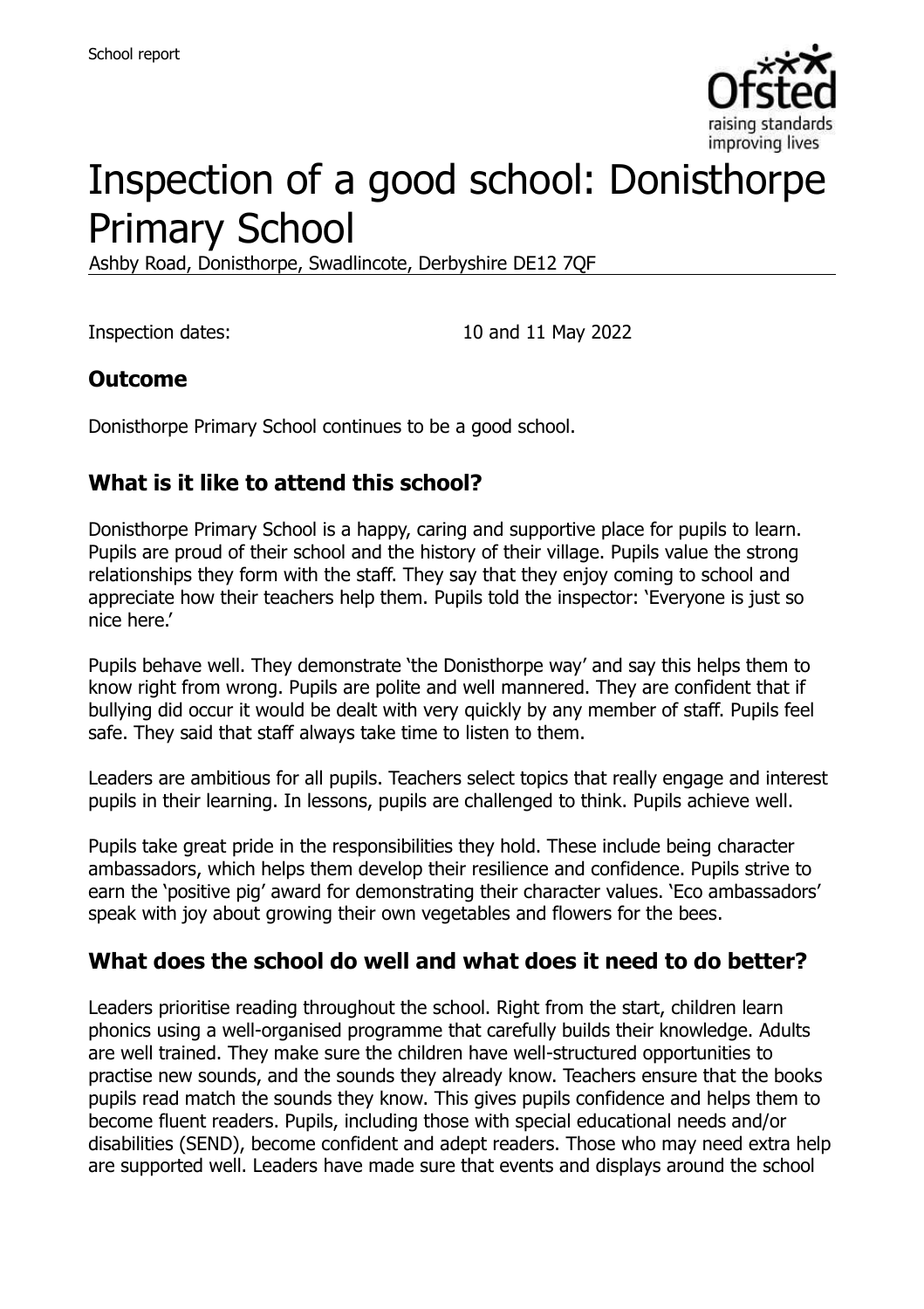School report

# Inspection of a good school: Donisthorpe Primary School

Ashby Road, Donisthorpe, Swadlincote, Derbyshire DE12 7QF

Inspection dates: 10 and 11 May 2022

## Outcome

Donisthorpe Primary School continues to be a good school.

## What is it like to attend this school?

Donisthorpe Primary School is a happy, caring and supportive place for pupils to learn. Pupils are proud of their school and the history of their village. Pupils value the strong relationships they form with the staff. They say that they enjoy coming to school and appreciate how their teachers help them. Pupils told the inspector: 'Everyone is just so nice here.'

Pupils behave well. They demonstrate 'the Donisthorpe way' and say this helps them to know right from wrong. Pupils are polite and well mannered. They are confident that if bullying did occur it would be dealt with very quickly by any member of staff. Pupils feel safe. They said that staff always take time to listen to them.

Leaders are ambitious for all pupils. Teachers select topics that really engage and interest pupils in their learning. In lessons, pupils are challenged to think. Pupils achieve well.

Pupils take great pride in the responsibilities they hold. These include being character ambassadors, which helps them develop their resilience and confidence. Pupils strive to earn the 'positive pig' award for demonstrating their character values. 'Eco ambassadors' speak with joy about growing their own vegetables and flowers for the bees.

## What does the school do well and what does it need to do better?

Leaders prioritise reading throughout the school. Right from the start, children learn phonics using a well-organised programme that carefully builds their knowledge. Adults are well trained. They make sure the children have well-structured opportunities to practise new sounds, and the sounds they already know. Teachers ensure that the books pupils read match the sounds they know. This gives pupils confidence and helps them to become fluent readers. Pupils, including those with special educational needs and/or disabilities (SEND), become confident and adept readers. Those who may need extra help are supported well. Leaders have made sure that events and displays around the school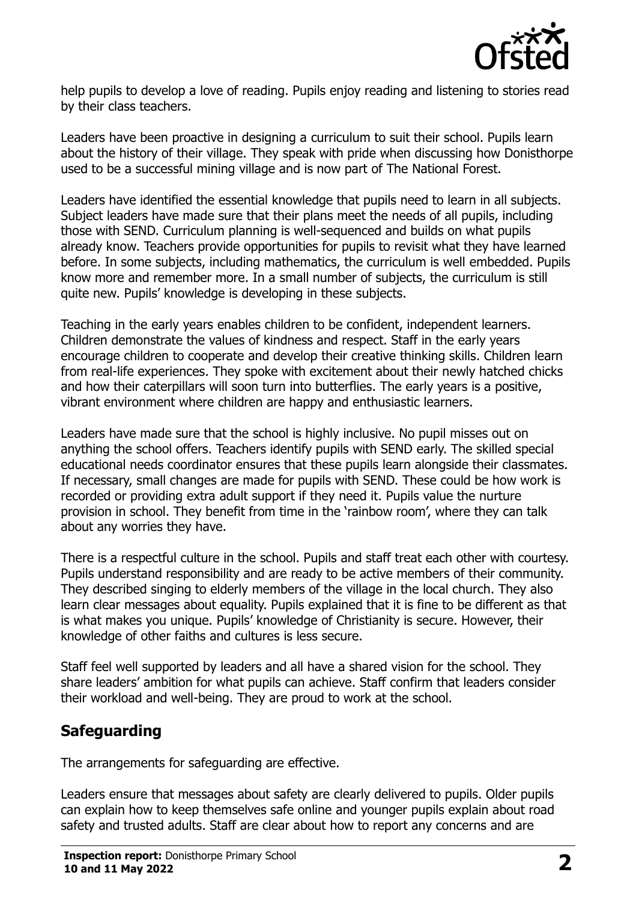help pupils to develop a love of reading. Pupils enjoy reading and listening to stories read by their class teachers.

Leaders have been proactive in designing a curriculum to suit their school. Pupils learn about the history of their village. They speak with pride when discussing how Donisthorpe used to be a successful mining village and is now part of The National Forest.

Leaders have identified the essential knowledge that pupils need to learn in all subjects. Subject leaders have made sure that their plans meet the needs of all pupils, including those with SEND. Curriculum planning is well-sequenced and builds on what pupils already know. Teachers provide opportunities for pupils to revisit what they have learned before. In some subjects, including mathematics, the curriculum is well embedded. Pupils know more and remember more. In a small number of subjects, the curriculum is still quite new. Pupils' knowledge is developing in these subjects.

Teaching in the early years enables children to be confident, independent learners. Children demonstrate the values of kindness and respect. Staff in the early years encourage children to cooperate and develop their creative thinking skills. Children learn from real-life experiences. They spoke with excitement about their newly hatched chicks and how their caterpillars will soon turn into butterflies. The early years is a positive, vibrant environment where children are happy and enthusiastic learners.

Leaders have made sure that the school is highly inclusive. No pupil misses out on anything the school offers. Teachers identify pupils with SEND early. The skilled special educational needs coordinator ensures that these pupils learn alongside their classmates. If necessary, small changes are made for pupils with SEND. These could be how work is recorded or providing extra adult support if they need it. Pupils value the nurture provision in school. They benefit from time in the 'rainbow room', where they can talk about any worries they have.

There is a respectful culture in the school. Pupils and staff treat each other with courtesy. Pupils understand responsibility and are ready to be active members of their community. They described singing to elderly members of the village in the local church. They also learn clear messages about equality. Pupils explained that it is fine to be different as that is what makes you unique. Pupils' knowledge of Christianity is secure. However, their knowledge of other faiths and cultures is less secure.

Staff feel well supported by leaders and all have a shared vision for the school. They share leaders' ambition for what pupils can achieve. Staff confirm that leaders consider their workload and well-being. They are proud to work at the school.

## Safeguarding

The arrangements for safeguarding are effective.

Leaders ensure that messages about safety are clearly delivered to pupils. Older pupils can explain how to keep themselves safe online and younger pupils explain about road safety and trusted adults. Staff are clear about how to report any concerns and are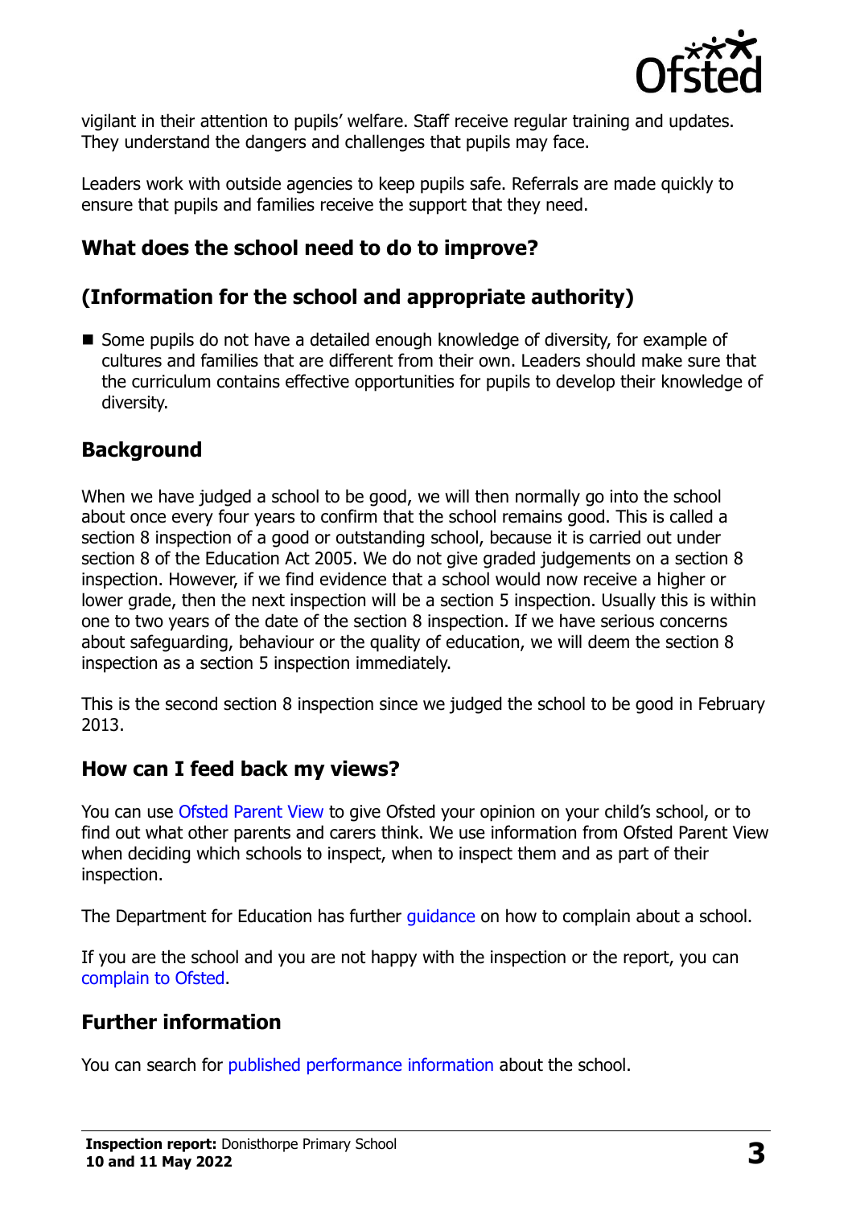vigilant in their attention to pupils' welfare. Staff receive regular training and updates. They understand the dangers and challenges that pupils may face.

Leaders work with outside agencies to keep pupils safe. Referrals are made quickly to ensure that pupils and families receive the support that they need.

## What does the school need to do to improve?

## (Information for the school and appropriate authority)

- Some pupils do not have a detailed enough knowledge of diversity, for example of cultures and families that are different from their own. Leaders should make sure that the curriculum contains effective opportunities for pupils to develop their knowledge of diversity.

## Background

When we have judged a school to be good, we will then normally go into the school about once every four years to confirm that the school remains good. This is called a section 8 inspection of a good or outstanding school, because it is carried out under section 8 of the Education Act 2005. We do not give graded judgements on a section 8 inspection. However, if we find evidence that a school would now receive a higher or lower grade, then the next inspection will be a section 5 inspection. Usually this is within one to two years of the date of the section 8 inspection. If we have serious concerns about safeguarding, behaviour or the quality of education, we will deem the section 8 inspection as a section 5 inspection immediately.

This is the second section 8 inspection since we judged the school to be good in February 2013.

## How can I feed back my views?

You can use Ofsted Parent View to give Ofsted your opinion on your child's school, or to find out what other parents and carers think. We use information from Ofsted Parent View when deciding which schools to inspect, when to inspect them and as part of their inspection.

The Department for Education has further guidance on how to complain about a school.

If you are the school and you are not happy with the inspection or the report, you can complain to Ofsted.

## Further information

You can search for published performance information about the school.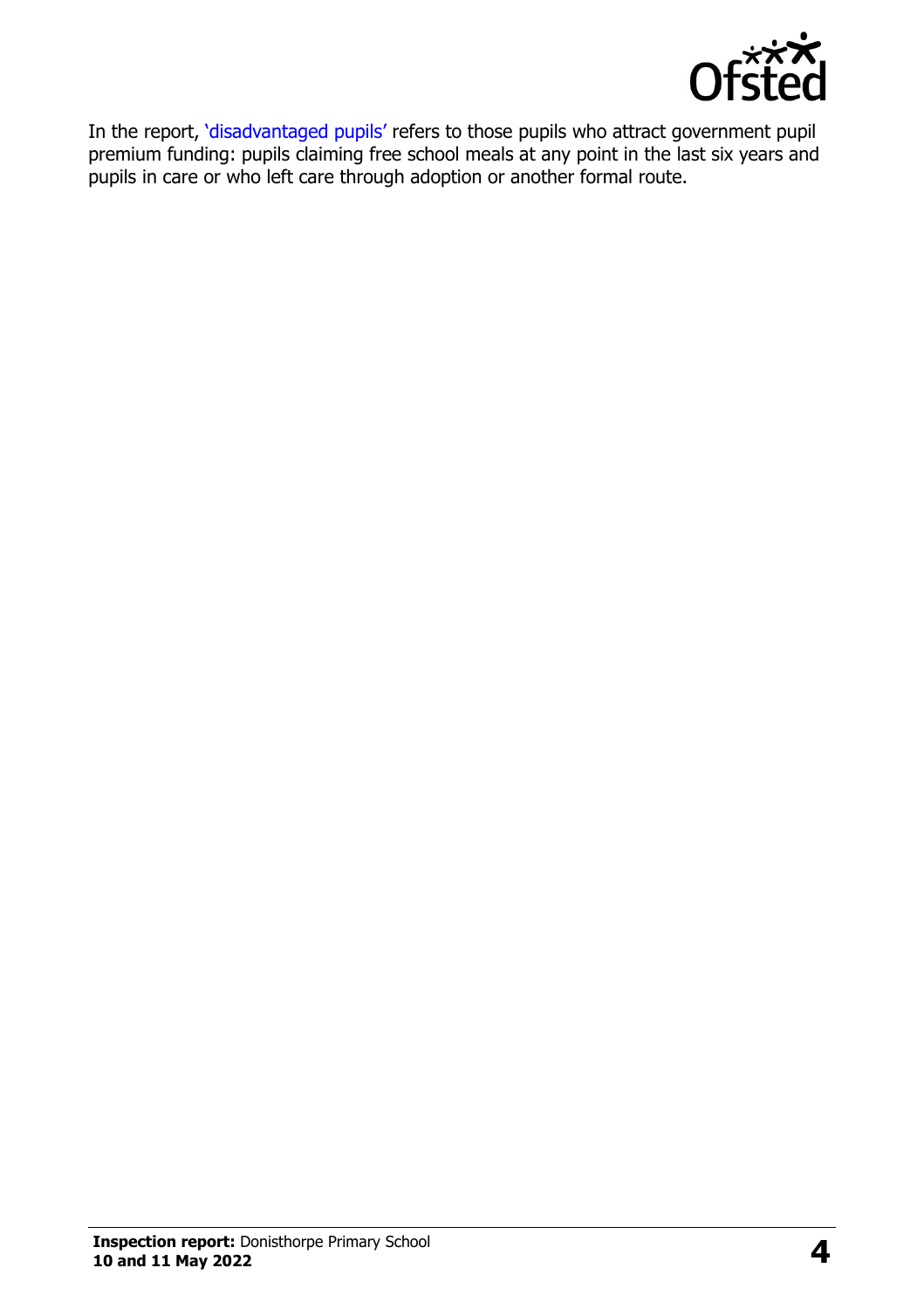In the report, 'disadvantaged pupils' refers to those pupils who attract government pupil premium funding: pupils claiming free school meals at any point in the last six years and pupils in care or who left care through adoption or another formal route.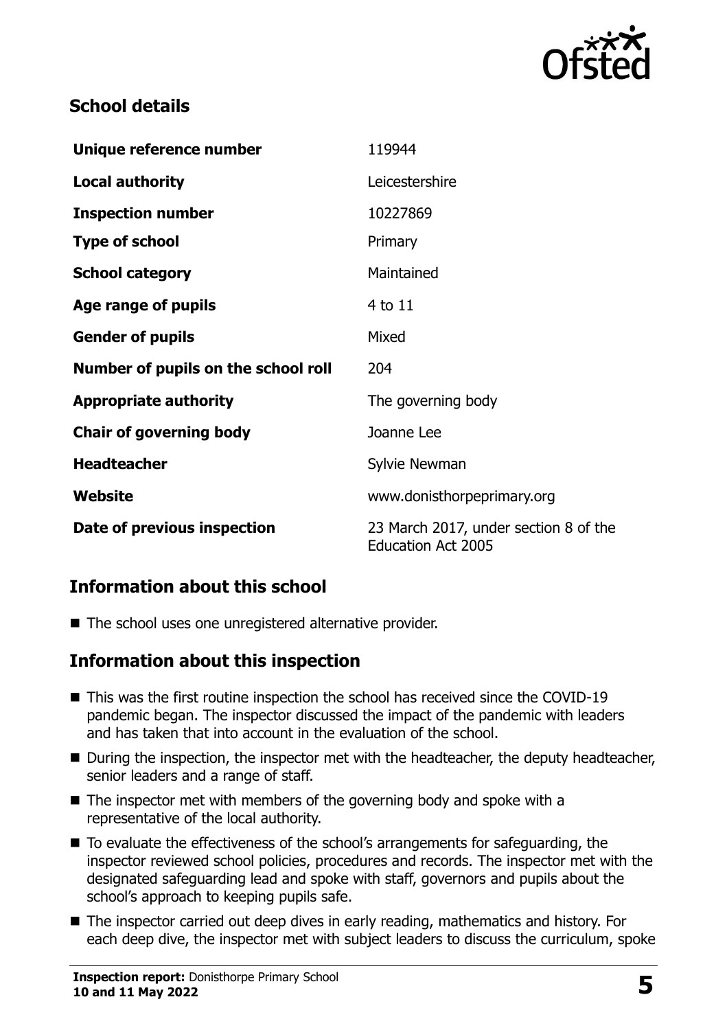## School details

| | |
|---|---|
| **Unique reference number** | 119944 |
| **Local authority** | Leicestershire |
| **Inspection number** | 10227869 |
| **Type of school** | Primary |
| **School category** | Maintained |
| **Age range of pupils** | 4 to 11 |
| **Gender of pupils** | Mixed |
| **Number of pupils on the school roll** | 204 |
| **Appropriate authority** | The governing body |
| **Chair of governing body** | Joanne Lee |
| **Headteacher** | Sylvie Newman |
| **Website** | www.donisthorpeprimary.org |
| **Date of previous inspection** | 23 March 2017, under section 8 of the Education Act 2005 |

## Information about this school

- The school uses one unregistered alternative provider.

## Information about this inspection

- This was the first routine inspection the school has received since the COVID-19 pandemic began. The inspector discussed the impact of the pandemic with leaders and has taken that into account in the evaluation of the school.
- During the inspection, the inspector met with the headteacher, the deputy headteacher, senior leaders and a range of staff.
- The inspector met with members of the governing body and spoke with a representative of the local authority.
- To evaluate the effectiveness of the school's arrangements for safeguarding, the inspector reviewed school policies, procedures and records. The inspector met with the designated safeguarding lead and spoke with staff, governors and pupils about the school's approach to keeping pupils safe.
- The inspector carried out deep dives in early reading, mathematics and history. For each deep dive, the inspector met with subject leaders to discuss the curriculum, spoke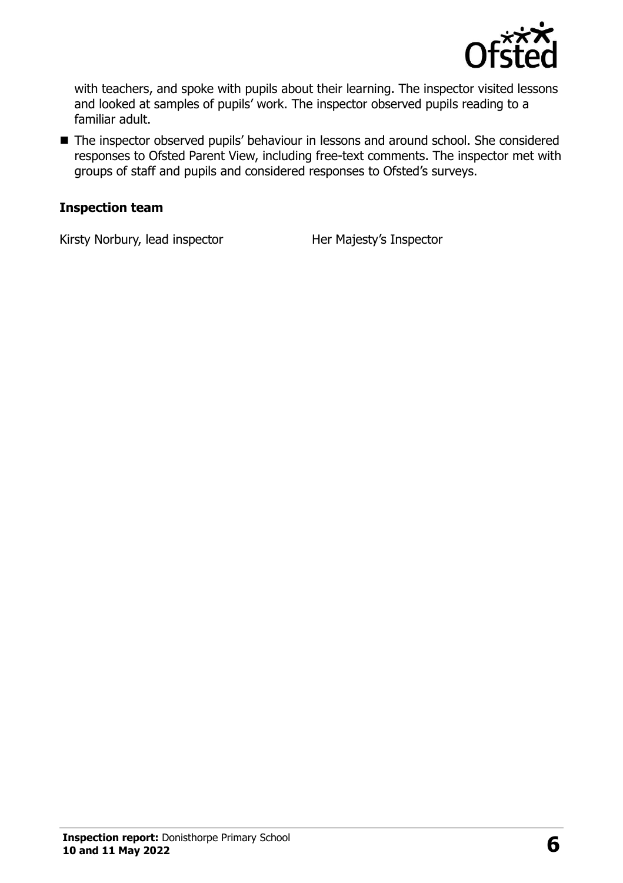with teachers, and spoke with pupils about their learning. The inspector visited lessons and looked at samples of pupils' work. The inspector observed pupils reading to a familiar adult.

- The inspector observed pupils' behaviour in lessons and around school. She considered responses to Ofsted Parent View, including free-text comments. The inspector met with groups of staff and pupils and considered responses to Ofsted's surveys.

### Inspection team

| | |
|---|---|
| Kirsty Norbury, lead inspector | Her Majesty's Inspector |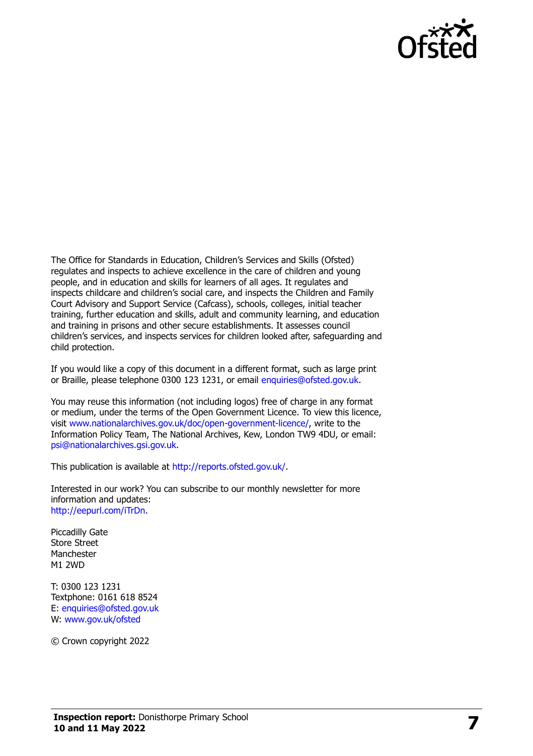The Office for Standards in Education, Children's Services and Skills (Ofsted) regulates and inspects to achieve excellence in the care of children and young people, and in education and skills for learners of all ages. It regulates and inspects childcare and children's social care, and inspects the Children and Family Court Advisory and Support Service (Cafcass), schools, colleges, initial teacher training, further education and skills, adult and community learning, and education and training in prisons and other secure establishments. It assesses council children's services, and inspects services for children looked after, safeguarding and child protection.

If you would like a copy of this document in a different format, such as large print or Braille, please telephone 0300 123 1231, or email enquiries@ofsted.gov.uk.

You may reuse this information (not including logos) free of charge in any format or medium, under the terms of the Open Government Licence. To view this licence, visit www.nationalarchives.gov.uk/doc/open-government-licence/, write to the Information Policy Team, The National Archives, Kew, London TW9 4DU, or email: psi@nationalarchives.gsi.gov.uk.

This publication is available at http://reports.ofsted.gov.uk/.

Interested in our work? You can subscribe to our monthly newsletter for more information and updates:
http://eepurl.com/iTrDn.

Piccadilly Gate
Store Street
Manchester
M1 2WD

T: 0300 123 1231
Textphone: 0161 618 8524
E: enquiries@ofsted.gov.uk
W: www.gov.uk/ofsted

© Crown copyright 2022